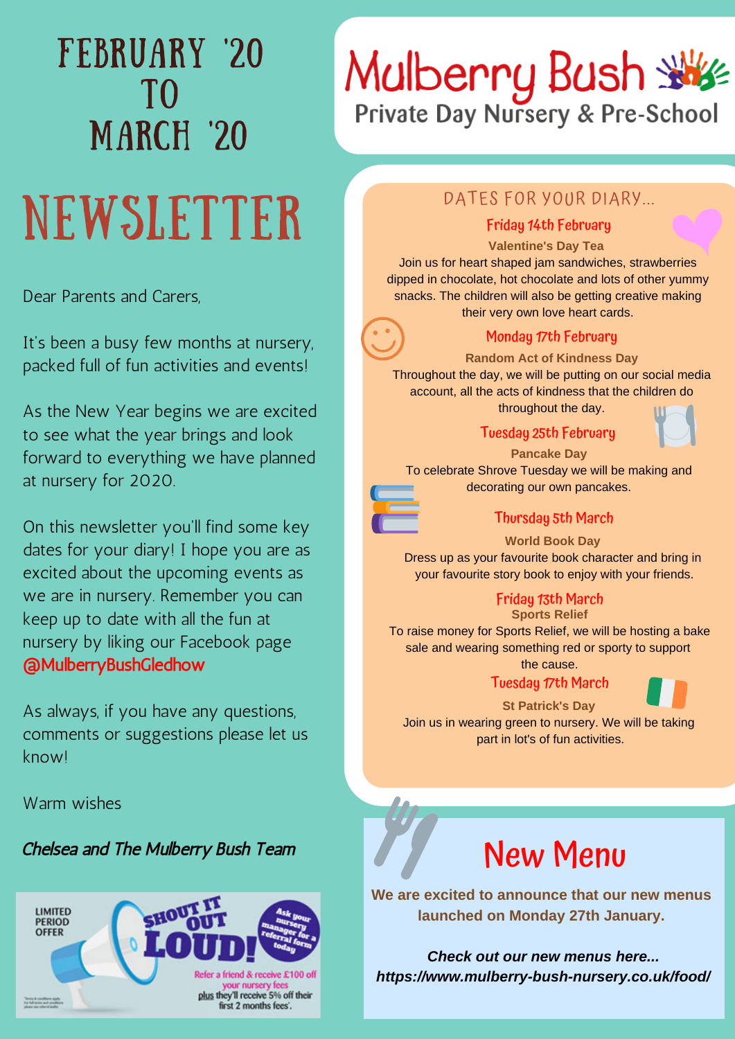# FEBRUARY '20 TO MARCH '20

# NEWSLETTER

Dear Parents and Carers,

It's been a busy few months at nursery, packed full of fun activities and events!

As the New Year begins we are excited to see what the year brings and look forward to everything we have planned at nursery for 2020.

On this newsletter you'll find some key dates for your diary! I hope you are as excited about the upcoming events as we are in nursery. Remember you can keep up to date with all the fun at nursery by liking our Facebook page @MulberryBushGledhow

As always, if you have any questions, comments or suggestions please let us know!

Warm wishes

*Chelsea and The Mulberry Bush Team*

LIMITED PERIOD OFFER

SHOUT IT OUT LOUD!

Ask your nursery manager for a referral form today

Refer a friend & receive £100 off your nursery fees plus they'll receive 5% off their first 2 months fees*.

*Terms & conditions apply. For full terms and conditions please see referral form

# Mulberry Bush

Private Day Nursery & Pre-School

## DATES FOR YOUR DIARY...

### Friday 14th February

**Valentine's Day Tea**

Join us for heart shaped jam sandwiches, strawberries dipped in chocolate, hot chocolate and lots of other yummy snacks. The children will also be getting creative making their very own love heart cards.

### Monday 17th February

**Random Act of Kindness Day**

Throughout the day, we will be putting on our social media account, all the acts of kindness that the children do throughout the day.

### Tuesday 25th February

**Pancake Day**

To celebrate Shrove Tuesday we will be making and decorating our own pancakes.

### Thursday 5th March

**World Book Day**

Dress up as your favourite book character and bring in your favourite story book to enjoy with your friends.

### Friday 13th March

**Sports Relief**

To raise money for Sports Relief, we will be hosting a bake sale and wearing something red or sporty to support the cause.

### Tuesday 17th March

**St Patrick's Day**

Join us in wearing green to nursery. We will be taking part in lot's of fun activities.

## New Menu

**We are excited to announce that our new menus launched on Monday 27th January.**

***Check out our new menus here... https://www.mulberry-bush-nursery.co.uk/food/***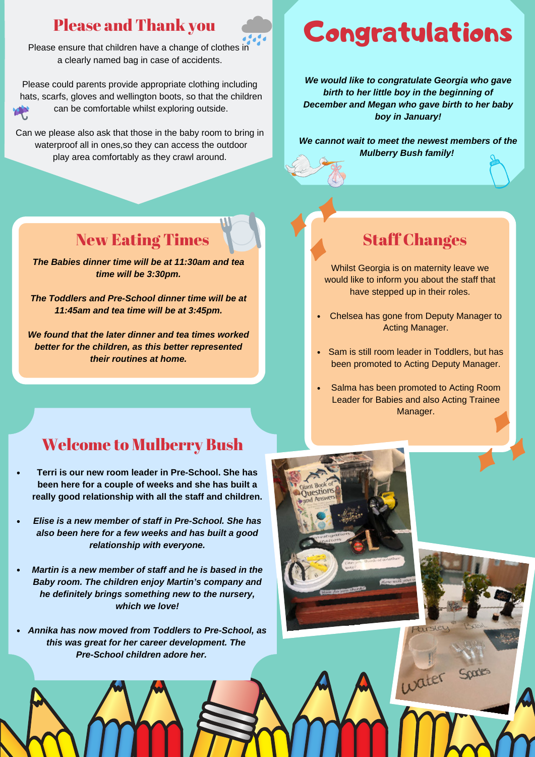## Please and Thank you

Please ensure that children have a change of clothes in a clearly named bag in case of accidents.

Please could parents provide appropriate clothing including hats, scarfs, gloves and wellington boots, so that the children can be comfortable whilst exploring outside.

Can we please also ask that those in the baby room to bring in waterproof all in ones,so they can access the outdoor play area comfortably as they crawl around.

## Congratulations

***We would like to congratulate Georgia who gave birth to her little boy in the beginning of December and Megan who gave birth to her baby boy in January!***

***We cannot wait to meet the newest members of the Mulberry Bush family!***

## New Eating Times

***The Babies dinner time will be at 11:30am and tea time will be 3:30pm.***

***The Toddlers and Pre-School dinner time will be at 11:45am and tea time will be at 3:45pm.***

***We found that the later dinner and tea times worked better for the children, as this better represented their routines at home.***

## Staff Changes

Whilst Georgia is on maternity leave we would like to inform you about the staff that have stepped up in their roles.

- Chelsea has gone from Deputy Manager to Acting Manager.
- Sam is still room leader in Toddlers, but has been promoted to Acting Deputy Manager.
- Salma has been promoted to Acting Room Leader for Babies and also Acting Trainee Manager.

## Welcome to Mulberry Bush

- **Terri is our new room leader in Pre-School. She has been here for a couple of weeks and she has built a really good relationship with all the staff and children.**
- ***Elise is a new member of staff in Pre-School. She has also been here for a few weeks and has built a good relationship with everyone.***
- ***Martin is a new member of staff and he is based in the Baby room. The children enjoy Martin's company and he definitely brings something new to the nursery, which we love!***
- ***Annika has now moved from Toddlers to Pre-School, as this was great for her career development. The Pre-School children adore her.***